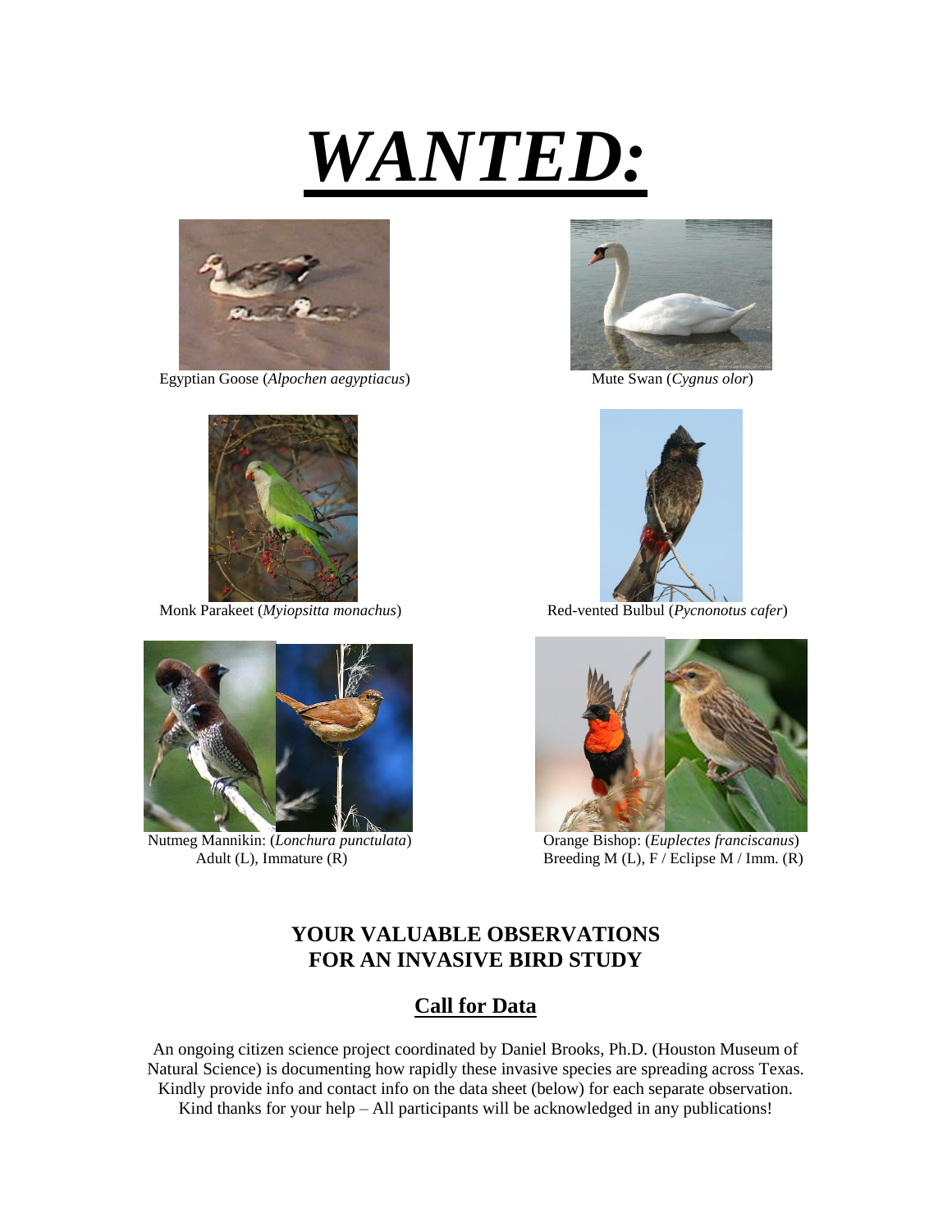# ***WANTED:***

Egyptian Goose (*Alpochen aegyptiacus*)

Mute Swan (*Cygnus olor*)

Monk Parakeet (*Myiopsitta monachus*)

Red-vented Bulbul (*Pycnonotus cafer*)

Nutmeg Mannikin: (*Lonchura punctulata*)
Adult (L), Immature (R)

Orange Bishop: (*Euplectes franciscanus*)
Breeding M (L), F / Eclipse M / Imm. (R)

## YOUR VALUABLE OBSERVATIONS FOR AN INVASIVE BIRD STUDY

### Call for Data

An ongoing citizen science project coordinated by Daniel Brooks, Ph.D. (Houston Museum of Natural Science) is documenting how rapidly these invasive species are spreading across Texas. Kindly provide info and contact info on the data sheet (below) for each separate observation. Kind thanks for your help – All participants will be acknowledged in any publications!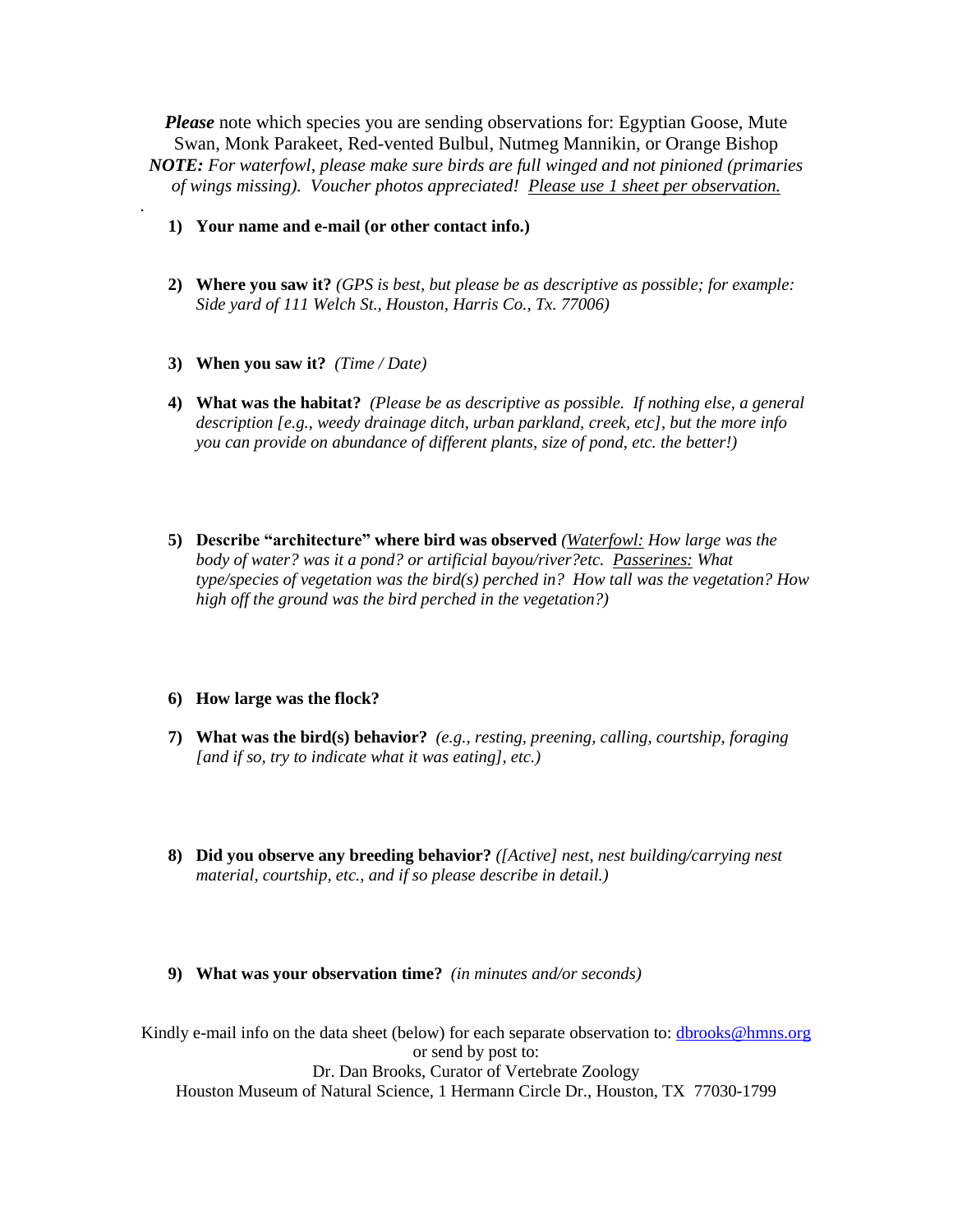***Please*** note which species you are sending observations for: Egyptian Goose, Mute Swan, Monk Parakeet, Red-vented Bulbul, Nutmeg Mannikin, or Orange Bishop
***NOTE:*** *For waterfowl, please make sure birds are full winged and not pinioned (primaries of wings missing). Voucher photos appreciated!* *<u>Please use 1 sheet per observation.</u>*

1) **Your name and e-mail (or other contact info.)**

2) **Where you saw it?** *(GPS is best, but please be as descriptive as possible; for example: Side yard of 111 Welch St., Houston, Harris Co., Tx. 77006)*

3) **When you saw it?** *(Time / Date)*

4) **What was the habitat?** *(Please be as descriptive as possible. If nothing else, a general description [e.g., weedy drainage ditch, urban parkland, creek, etc], but the more info you can provide on abundance of different plants, size of pond, etc. the better!)*

5) **Describe "architecture" where bird was observed** *(<u>Waterfowl:</u> How large was the body of water? was it a pond? or artificial bayou/river?etc. <u>Passerines:</u> What type/species of vegetation was the bird(s) perched in? How tall was the vegetation? How high off the ground was the bird perched in the vegetation?)*

6) **How large was the flock?**

7) **What was the bird(s) behavior?** *(e.g., resting, preening, calling, courtship, foraging [and if so, try to indicate what it was eating], etc.)*

8) **Did you observe any breeding behavior?** *([Active] nest, nest building/carrying nest material, courtship, etc., and if so please describe in detail.)*

9) **What was your observation time?** *(in minutes and/or seconds)*

Kindly e-mail info on the data sheet (below) for each separate observation to: dbrooks@hmns.org
or send by post to:
Dr. Dan Brooks, Curator of Vertebrate Zoology
Houston Museum of Natural Science, 1 Hermann Circle Dr., Houston, TX 77030-1799